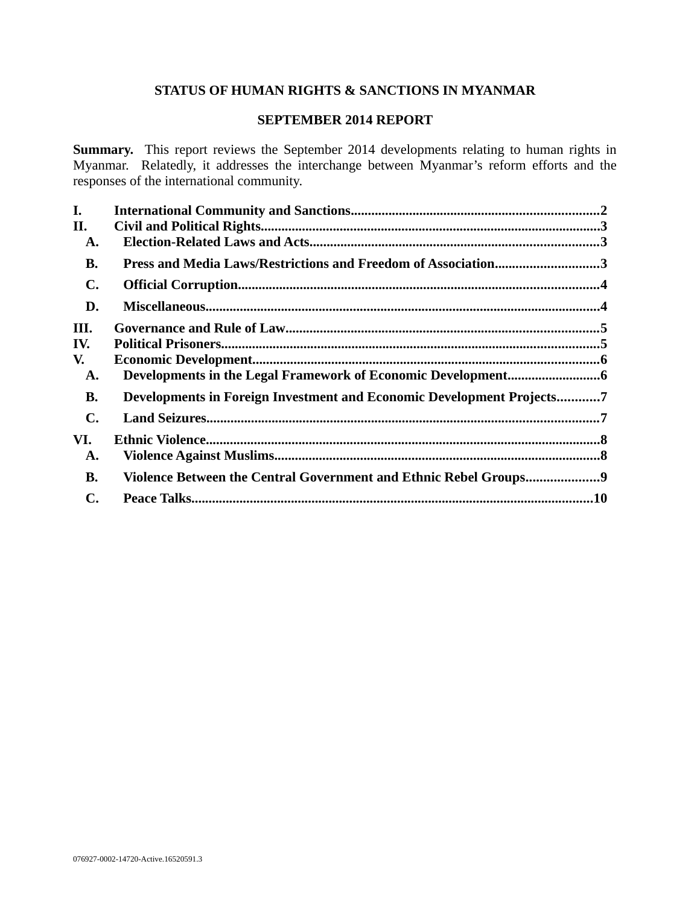**STATUS OF HUMAN RIGHTS & SANCTIONS IN MYANMAR**

**SEPTEMBER 2014 REPORT**

**Summary.** This report reviews the September 2014 developments relating to human rights in Myanmar. Relatedly, it addresses the interchange between Myanmar's reform efforts and the responses of the international community.

**I. International Community and Sanctions** ........ 2

**II. Civil and Political Rights** ........ 3

- **A. Election-Related Laws and Acts** ........ 3
- **B. Press and Media Laws/Restrictions and Freedom of Association** ........ 3
- **C. Official Corruption** ........ 4
- **D. Miscellaneous** ........ 4

**III. Governance and Rule of Law** ........ 5

**IV. Political Prisoners** ........ 5

**V. Economic Development** ........ 6

- **A. Developments in the Legal Framework of Economic Development** ........ 6
- **B. Developments in Foreign Investment and Economic Development Projects** ........ 7
- **C. Land Seizures** ........ 7

**VI. Ethnic Violence** ........ 8

- **A. Violence Against Muslims** ........ 8
- **B. Violence Between the Central Government and Ethnic Rebel Groups** ........ 9
- **C. Peace Talks** ........ 10

076927-0002-14720-Active.16520591.3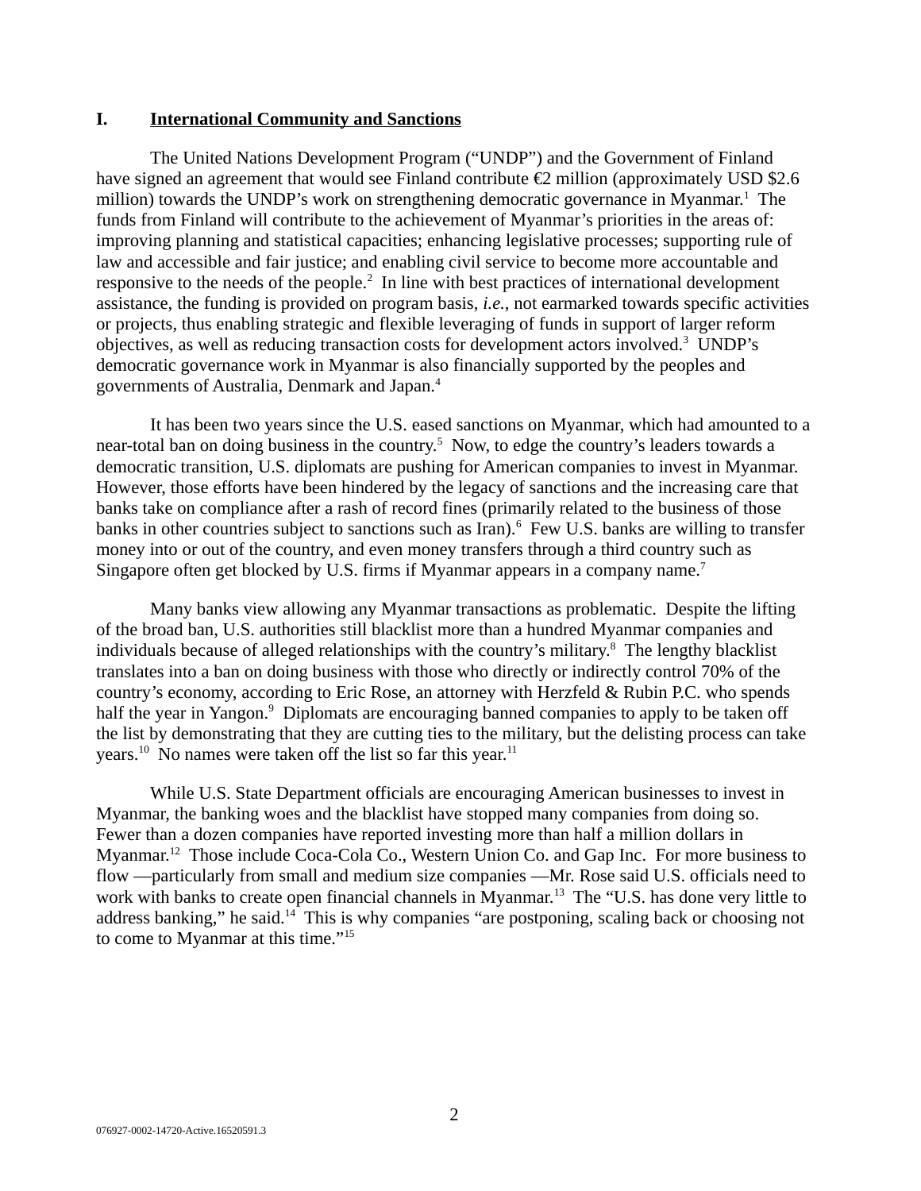## I. International Community and Sanctions

The United Nations Development Program ("UNDP") and the Government of Finland have signed an agreement that would see Finland contribute €2 million (approximately USD $2.6 million) towards the UNDP's work on strengthening democratic governance in Myanmar.[1] The funds from Finland will contribute to the achievement of Myanmar's priorities in the areas of: improving planning and statistical capacities; enhancing legislative processes; supporting rule of law and accessible and fair justice; and enabling civil service to become more accountable and responsive to the needs of the people.[2] In line with best practices of international development assistance, the funding is provided on program basis, *i.e.*, not earmarked towards specific activities or projects, thus enabling strategic and flexible leveraging of funds in support of larger reform objectives, as well as reducing transaction costs for development actors involved.[3] UNDP's democratic governance work in Myanmar is also financially supported by the peoples and governments of Australia, Denmark and Japan.[4]

It has been two years since the U.S. eased sanctions on Myanmar, which had amounted to a near-total ban on doing business in the country.[5] Now, to edge the country's leaders towards a democratic transition, U.S. diplomats are pushing for American companies to invest in Myanmar. However, those efforts have been hindered by the legacy of sanctions and the increasing care that banks take on compliance after a rash of record fines (primarily related to the business of those banks in other countries subject to sanctions such as Iran).[6] Few U.S. banks are willing to transfer money into or out of the country, and even money transfers through a third country such as Singapore often get blocked by U.S. firms if Myanmar appears in a company name.[7]

Many banks view allowing any Myanmar transactions as problematic. Despite the lifting of the broad ban, U.S. authorities still blacklist more than a hundred Myanmar companies and individuals because of alleged relationships with the country's military.[8] The lengthy blacklist translates into a ban on doing business with those who directly or indirectly control 70% of the country's economy, according to Eric Rose, an attorney with Herzfeld & Rubin P.C. who spends half the year in Yangon.[9] Diplomats are encouraging banned companies to apply to be taken off the list by demonstrating that they are cutting ties to the military, but the delisting process can take years.[10] No names were taken off the list so far this year.[11]

While U.S. State Department officials are encouraging American businesses to invest in Myanmar, the banking woes and the blacklist have stopped many companies from doing so. Fewer than a dozen companies have reported investing more than half a million dollars in Myanmar.[12] Those include Coca-Cola Co., Western Union Co. and Gap Inc. For more business to flow —particularly from small and medium size companies —Mr. Rose said U.S. officials need to work with banks to create open financial channels in Myanmar.[13] The "U.S. has done very little to address banking," he said.[14] This is why companies "are postponing, scaling back or choosing not to come to Myanmar at this time."[15]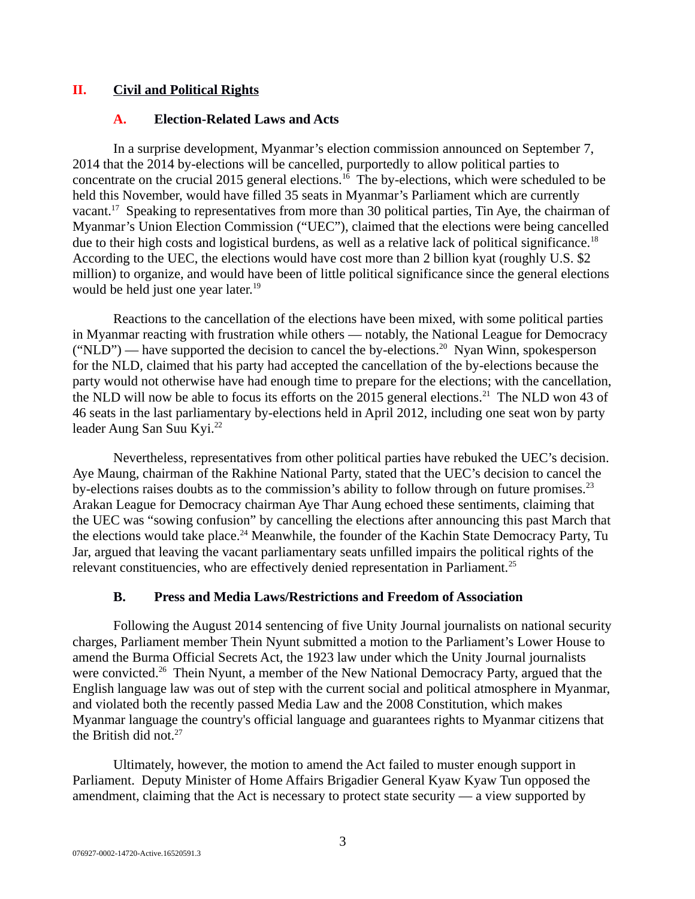## II. Civil and Political Rights

### A. Election-Related Laws and Acts

In a surprise development, Myanmar's election commission announced on September 7, 2014 that the 2014 by-elections will be cancelled, purportedly to allow political parties to concentrate on the crucial 2015 general elections.[16] The by-elections, which were scheduled to be held this November, would have filled 35 seats in Myanmar's Parliament which are currently vacant.[17] Speaking to representatives from more than 30 political parties, Tin Aye, the chairman of Myanmar's Union Election Commission ("UEC"), claimed that the elections were being cancelled due to their high costs and logistical burdens, as well as a relative lack of political significance.[18] According to the UEC, the elections would have cost more than 2 billion kyat (roughly U.S. $2 million) to organize, and would have been of little political significance since the general elections would be held just one year later.[19]

Reactions to the cancellation of the elections have been mixed, with some political parties in Myanmar reacting with frustration while others — notably, the National League for Democracy ("NLD") — have supported the decision to cancel the by-elections.[20] Nyan Winn, spokesperson for the NLD, claimed that his party had accepted the cancellation of the by-elections because the party would not otherwise have had enough time to prepare for the elections; with the cancellation, the NLD will now be able to focus its efforts on the 2015 general elections.[21] The NLD won 43 of 46 seats in the last parliamentary by-elections held in April 2012, including one seat won by party leader Aung San Suu Kyi.[22]

Nevertheless, representatives from other political parties have rebuked the UEC's decision. Aye Maung, chairman of the Rakhine National Party, stated that the UEC's decision to cancel the by-elections raises doubts as to the commission's ability to follow through on future promises.[23] Arakan League for Democracy chairman Aye Thar Aung echoed these sentiments, claiming that the UEC was "sowing confusion" by cancelling the elections after announcing this past March that the elections would take place.[24] Meanwhile, the founder of the Kachin State Democracy Party, Tu Jar, argued that leaving the vacant parliamentary seats unfilled impairs the political rights of the relevant constituencies, who are effectively denied representation in Parliament.[25]

### B. Press and Media Laws/Restrictions and Freedom of Association

Following the August 2014 sentencing of five Unity Journal journalists on national security charges, Parliament member Thein Nyunt submitted a motion to the Parliament's Lower House to amend the Burma Official Secrets Act, the 1923 law under which the Unity Journal journalists were convicted.[26] Thein Nyunt, a member of the New National Democracy Party, argued that the English language law was out of step with the current social and political atmosphere in Myanmar, and violated both the recently passed Media Law and the 2008 Constitution, which makes Myanmar language the country's official language and guarantees rights to Myanmar citizens that the British did not.[27]

Ultimately, however, the motion to amend the Act failed to muster enough support in Parliament. Deputy Minister of Home Affairs Brigadier General Kyaw Kyaw Tun opposed the amendment, claiming that the Act is necessary to protect state security — a view supported by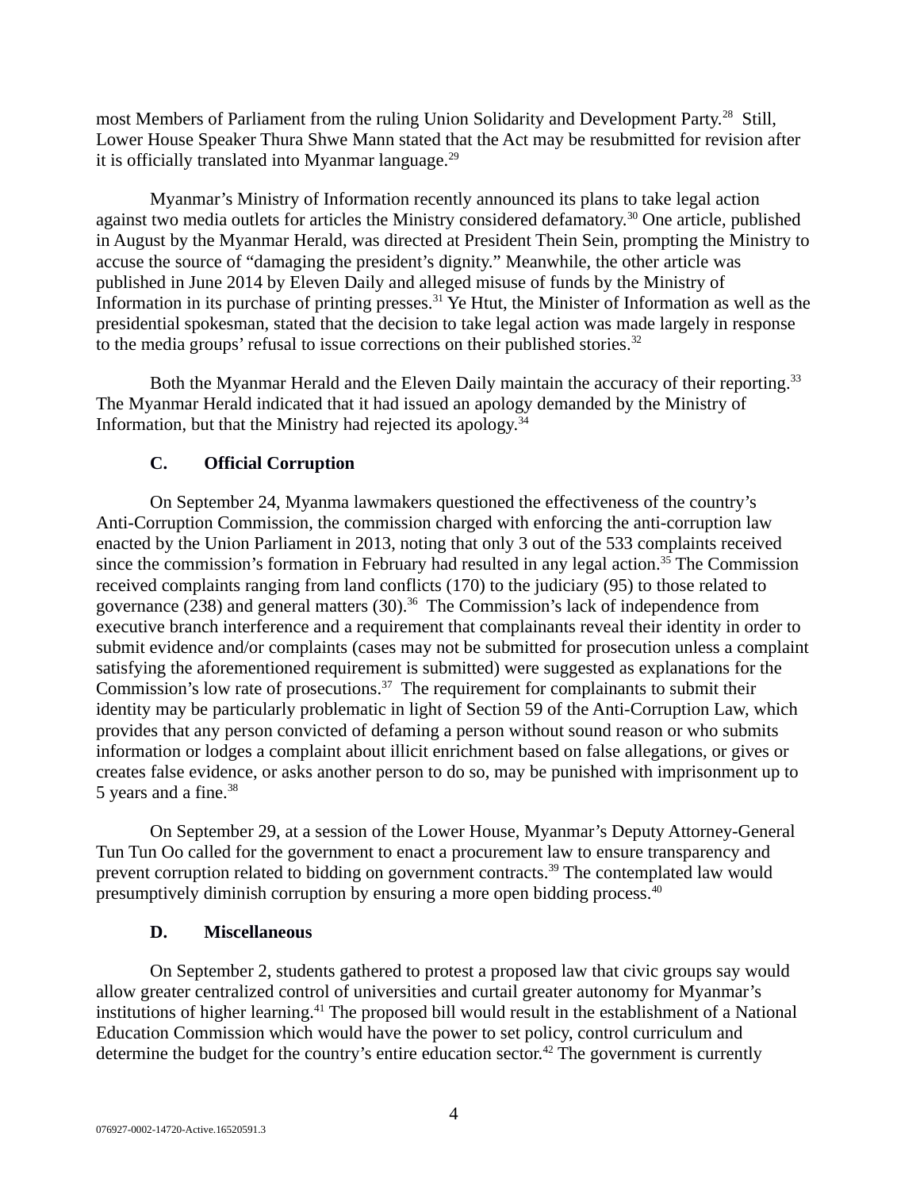most Members of Parliament from the ruling Union Solidarity and Development Party.[28] Still, Lower House Speaker Thura Shwe Mann stated that the Act may be resubmitted for revision after it is officially translated into Myanmar language.[29]

Myanmar's Ministry of Information recently announced its plans to take legal action against two media outlets for articles the Ministry considered defamatory.[30] One article, published in August by the Myanmar Herald, was directed at President Thein Sein, prompting the Ministry to accuse the source of "damaging the president's dignity." Meanwhile, the other article was published in June 2014 by Eleven Daily and alleged misuse of funds by the Ministry of Information in its purchase of printing presses.[31] Ye Htut, the Minister of Information as well as the presidential spokesman, stated that the decision to take legal action was made largely in response to the media groups' refusal to issue corrections on their published stories.[32]

Both the Myanmar Herald and the Eleven Daily maintain the accuracy of their reporting.[33] The Myanmar Herald indicated that it had issued an apology demanded by the Ministry of Information, but that the Ministry had rejected its apology.[34]

### C. Official Corruption

On September 24, Myanma lawmakers questioned the effectiveness of the country's Anti-Corruption Commission, the commission charged with enforcing the anti-corruption law enacted by the Union Parliament in 2013, noting that only 3 out of the 533 complaints received since the commission's formation in February had resulted in any legal action.[35] The Commission received complaints ranging from land conflicts (170) to the judiciary (95) to those related to governance (238) and general matters (30).[36] The Commission's lack of independence from executive branch interference and a requirement that complainants reveal their identity in order to submit evidence and/or complaints (cases may not be submitted for prosecution unless a complaint satisfying the aforementioned requirement is submitted) were suggested as explanations for the Commission's low rate of prosecutions.[37] The requirement for complainants to submit their identity may be particularly problematic in light of Section 59 of the Anti-Corruption Law, which provides that any person convicted of defaming a person without sound reason or who submits information or lodges a complaint about illicit enrichment based on false allegations, or gives or creates false evidence, or asks another person to do so, may be punished with imprisonment up to 5 years and a fine.[38]

On September 29, at a session of the Lower House, Myanmar's Deputy Attorney-General Tun Tun Oo called for the government to enact a procurement law to ensure transparency and prevent corruption related to bidding on government contracts.[39] The contemplated law would presumptively diminish corruption by ensuring a more open bidding process.[40]

### D. Miscellaneous

On September 2, students gathered to protest a proposed law that civic groups say would allow greater centralized control of universities and curtail greater autonomy for Myanmar's institutions of higher learning.[41] The proposed bill would result in the establishment of a National Education Commission which would have the power to set policy, control curriculum and determine the budget for the country's entire education sector.[42] The government is currently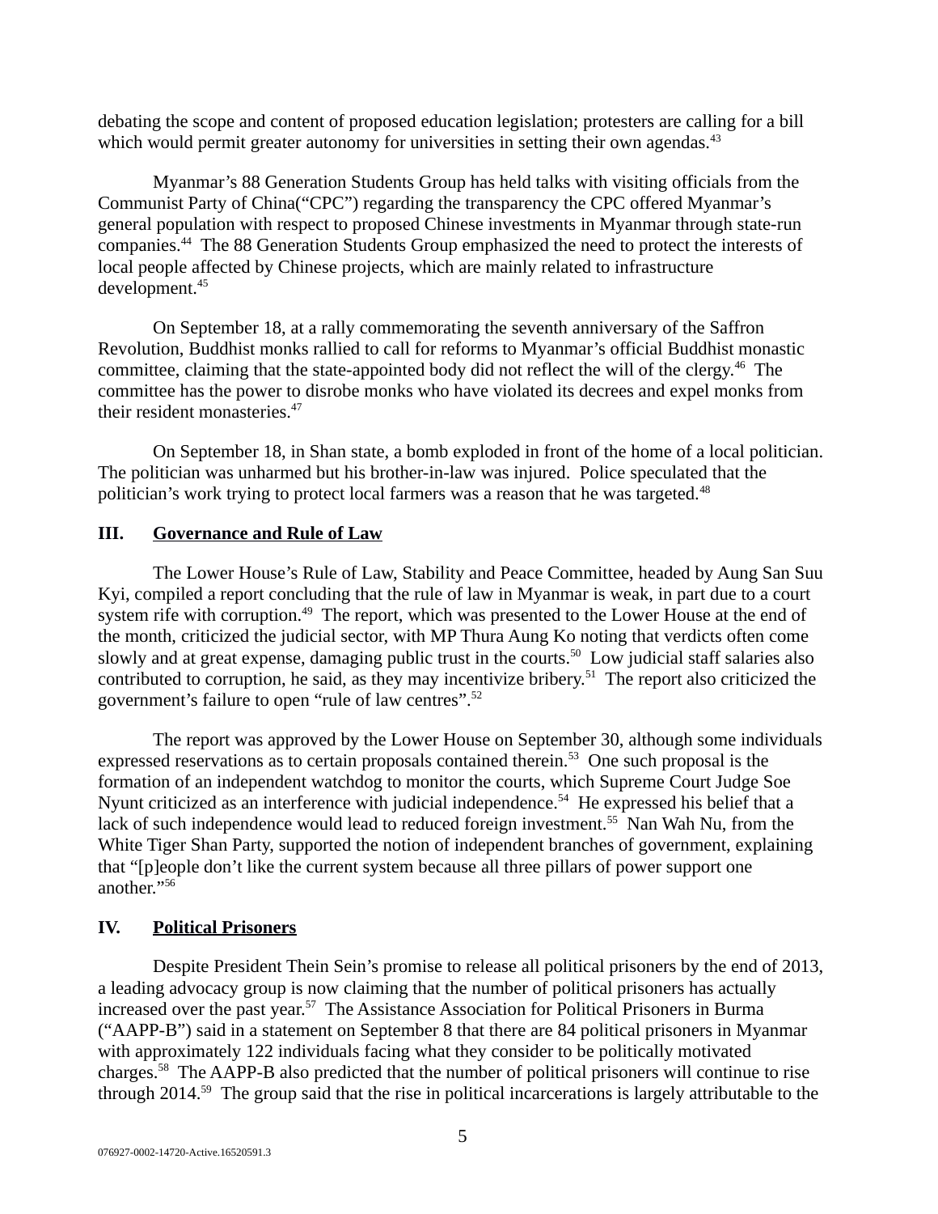debating the scope and content of proposed education legislation; protesters are calling for a bill which would permit greater autonomy for universities in setting their own agendas.[43]

Myanmar's 88 Generation Students Group has held talks with visiting officials from the Communist Party of China("CPC") regarding the transparency the CPC offered Myanmar's general population with respect to proposed Chinese investments in Myanmar through state-run companies.[44] The 88 Generation Students Group emphasized the need to protect the interests of local people affected by Chinese projects, which are mainly related to infrastructure development.[45]

On September 18, at a rally commemorating the seventh anniversary of the Saffron Revolution, Buddhist monks rallied to call for reforms to Myanmar's official Buddhist monastic committee, claiming that the state-appointed body did not reflect the will of the clergy.[46] The committee has the power to disrobe monks who have violated its decrees and expel monks from their resident monasteries.[47]

On September 18, in Shan state, a bomb exploded in front of the home of a local politician. The politician was unharmed but his brother-in-law was injured. Police speculated that the politician's work trying to protect local farmers was a reason that he was targeted.[48]

## III. Governance and Rule of Law

The Lower House's Rule of Law, Stability and Peace Committee, headed by Aung San Suu Kyi, compiled a report concluding that the rule of law in Myanmar is weak, in part due to a court system rife with corruption.[49] The report, which was presented to the Lower House at the end of the month, criticized the judicial sector, with MP Thura Aung Ko noting that verdicts often come slowly and at great expense, damaging public trust in the courts.[50] Low judicial staff salaries also contributed to corruption, he said, as they may incentivize bribery.[51] The report also criticized the government's failure to open "rule of law centres".[52]

The report was approved by the Lower House on September 30, although some individuals expressed reservations as to certain proposals contained therein.[53] One such proposal is the formation of an independent watchdog to monitor the courts, which Supreme Court Judge Soe Nyunt criticized as an interference with judicial independence.[54] He expressed his belief that a lack of such independence would lead to reduced foreign investment.[55] Nan Wah Nu, from the White Tiger Shan Party, supported the notion of independent branches of government, explaining that "[p]eople don't like the current system because all three pillars of power support one another."[56]

## IV. Political Prisoners

Despite President Thein Sein's promise to release all political prisoners by the end of 2013, a leading advocacy group is now claiming that the number of political prisoners has actually increased over the past year.[57] The Assistance Association for Political Prisoners in Burma ("AAPP-B") said in a statement on September 8 that there are 84 political prisoners in Myanmar with approximately 122 individuals facing what they consider to be politically motivated charges.[58] The AAPP-B also predicted that the number of political prisoners will continue to rise through 2014.[59] The group said that the rise in political incarcerations is largely attributable to the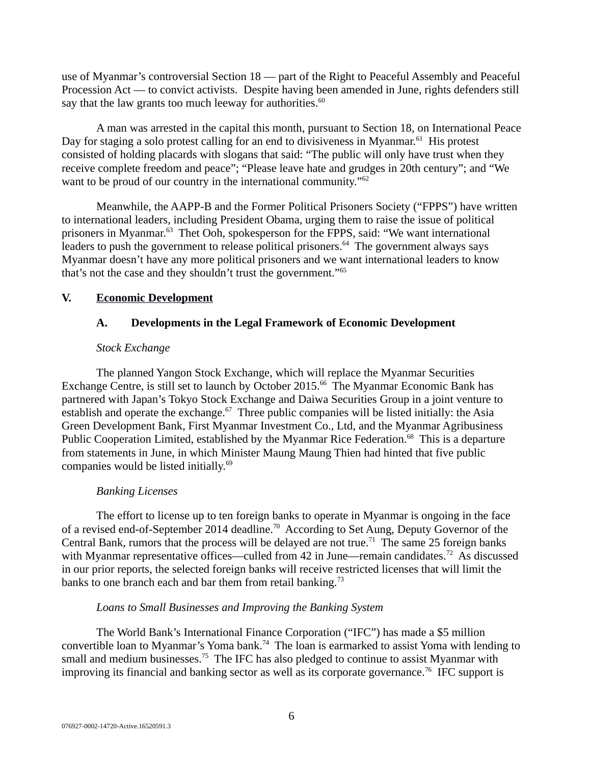use of Myanmar's controversial Section 18 — part of the Right to Peaceful Assembly and Peaceful Procession Act — to convict activists. Despite having been amended in June, rights defenders still say that the law grants too much leeway for authorities.[60]

A man was arrested in the capital this month, pursuant to Section 18, on International Peace Day for staging a solo protest calling for an end to divisiveness in Myanmar.[61] His protest consisted of holding placards with slogans that said: "The public will only have trust when they receive complete freedom and peace"; "Please leave hate and grudges in 20th century"; and "We want to be proud of our country in the international community."[62]

Meanwhile, the AAPP-B and the Former Political Prisoners Society ("FPPS") have written to international leaders, including President Obama, urging them to raise the issue of political prisoners in Myanmar.[63] Thet Ooh, spokesperson for the FPPS, said: "We want international leaders to push the government to release political prisoners.[64] The government always says Myanmar doesn't have any more political prisoners and we want international leaders to know that's not the case and they shouldn't trust the government."[65]

## V. <u>Economic Development</u>

### A. Developments in the Legal Framework of Economic Development

*Stock Exchange*

The planned Yangon Stock Exchange, which will replace the Myanmar Securities Exchange Centre, is still set to launch by October 2015.[66] The Myanmar Economic Bank has partnered with Japan's Tokyo Stock Exchange and Daiwa Securities Group in a joint venture to establish and operate the exchange.[67] Three public companies will be listed initially: the Asia Green Development Bank, First Myanmar Investment Co., Ltd, and the Myanmar Agribusiness Public Cooperation Limited, established by the Myanmar Rice Federation.[68] This is a departure from statements in June, in which Minister Maung Maung Thien had hinted that five public companies would be listed initially.[69]

*Banking Licenses*

The effort to license up to ten foreign banks to operate in Myanmar is ongoing in the face of a revised end-of-September 2014 deadline.[70] According to Set Aung, Deputy Governor of the Central Bank, rumors that the process will be delayed are not true.[71] The same 25 foreign banks with Myanmar representative offices—culled from 42 in June—remain candidates.[72] As discussed in our prior reports, the selected foreign banks will receive restricted licenses that will limit the banks to one branch each and bar them from retail banking.[73]

*Loans to Small Businesses and Improving the Banking System*

The World Bank's International Finance Corporation ("IFC") has made a $5 million convertible loan to Myanmar's Yoma bank.[74] The loan is earmarked to assist Yoma with lending to small and medium businesses.[75] The IFC has also pledged to continue to assist Myanmar with improving its financial and banking sector as well as its corporate governance.[76] IFC support is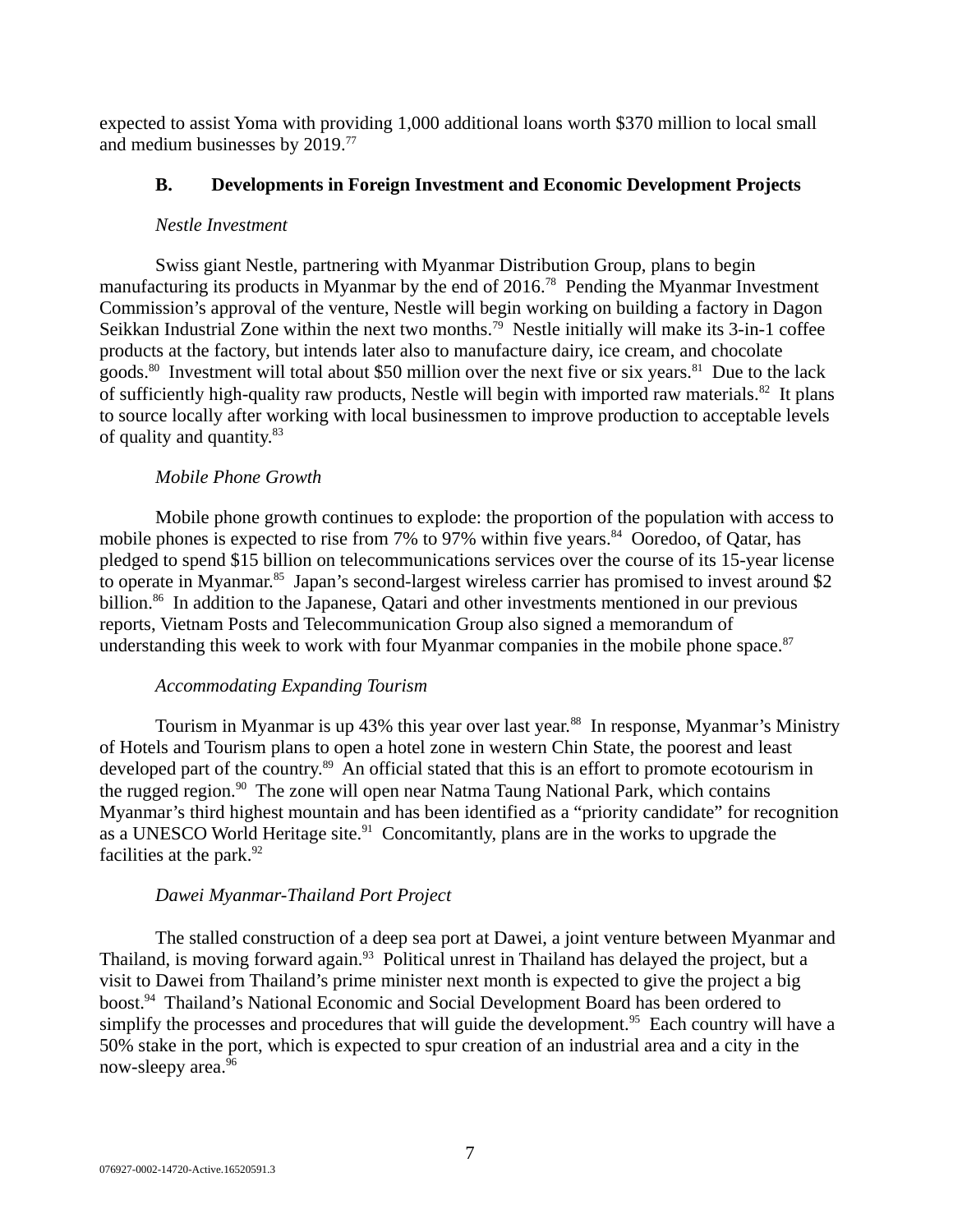expected to assist Yoma with providing 1,000 additional loans worth $370 million to local small and medium businesses by 2019.[77]

### B. Developments in Foreign Investment and Economic Development Projects

*Nestle Investment*

Swiss giant Nestle, partnering with Myanmar Distribution Group, plans to begin manufacturing its products in Myanmar by the end of 2016.[78] Pending the Myanmar Investment Commission's approval of the venture, Nestle will begin working on building a factory in Dagon Seikkan Industrial Zone within the next two months.[79] Nestle initially will make its 3-in-1 coffee products at the factory, but intends later also to manufacture dairy, ice cream, and chocolate goods.[80] Investment will total about $50 million over the next five or six years.[81] Due to the lack of sufficiently high-quality raw products, Nestle will begin with imported raw materials.[82] It plans to source locally after working with local businessmen to improve production to acceptable levels of quality and quantity.[83]

*Mobile Phone Growth*

Mobile phone growth continues to explode: the proportion of the population with access to mobile phones is expected to rise from 7% to 97% within five years.[84] Ooredoo, of Qatar, has pledged to spend $15 billion on telecommunications services over the course of its 15-year license to operate in Myanmar.[85] Japan's second-largest wireless carrier has promised to invest around $2 billion.[86] In addition to the Japanese, Qatari and other investments mentioned in our previous reports, Vietnam Posts and Telecommunication Group also signed a memorandum of understanding this week to work with four Myanmar companies in the mobile phone space.[87]

*Accommodating Expanding Tourism*

Tourism in Myanmar is up 43% this year over last year.[88] In response, Myanmar's Ministry of Hotels and Tourism plans to open a hotel zone in western Chin State, the poorest and least developed part of the country.[89] An official stated that this is an effort to promote ecotourism in the rugged region.[90] The zone will open near Natma Taung National Park, which contains Myanmar's third highest mountain and has been identified as a "priority candidate" for recognition as a UNESCO World Heritage site.[91] Concomitantly, plans are in the works to upgrade the facilities at the park.[92]

*Dawei Myanmar-Thailand Port Project*

The stalled construction of a deep sea port at Dawei, a joint venture between Myanmar and Thailand, is moving forward again.[93] Political unrest in Thailand has delayed the project, but a visit to Dawei from Thailand's prime minister next month is expected to give the project a big boost.[94] Thailand's National Economic and Social Development Board has been ordered to simplify the processes and procedures that will guide the development.[95] Each country will have a 50% stake in the port, which is expected to spur creation of an industrial area and a city in the now-sleepy area.[96]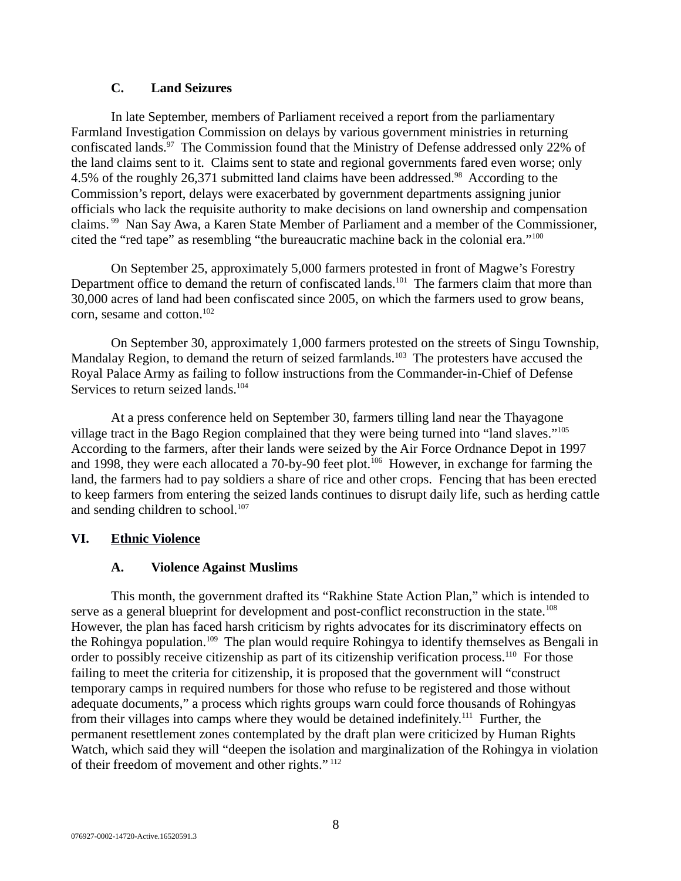### C. Land Seizures

In late September, members of Parliament received a report from the parliamentary Farmland Investigation Commission on delays by various government ministries in returning confiscated lands.[97] The Commission found that the Ministry of Defense addressed only 22% of the land claims sent to it. Claims sent to state and regional governments fared even worse; only 4.5% of the roughly 26,371 submitted land claims have been addressed.[98] According to the Commission's report, delays were exacerbated by government departments assigning junior officials who lack the requisite authority to make decisions on land ownership and compensation claims.[99] Nan Say Awa, a Karen State Member of Parliament and a member of the Commissioner, cited the "red tape" as resembling "the bureaucratic machine back in the colonial era."[100]

On September 25, approximately 5,000 farmers protested in front of Magwe's Forestry Department office to demand the return of confiscated lands.[101] The farmers claim that more than 30,000 acres of land had been confiscated since 2005, on which the farmers used to grow beans, corn, sesame and cotton.[102]

On September 30, approximately 1,000 farmers protested on the streets of Singu Township, Mandalay Region, to demand the return of seized farmlands.[103] The protesters have accused the Royal Palace Army as failing to follow instructions from the Commander-in-Chief of Defense Services to return seized lands.[104]

At a press conference held on September 30, farmers tilling land near the Thayagone village tract in the Bago Region complained that they were being turned into "land slaves."[105] According to the farmers, after their lands were seized by the Air Force Ordnance Depot in 1997 and 1998, they were each allocated a 70-by-90 feet plot.[106] However, in exchange for farming the land, the farmers had to pay soldiers a share of rice and other crops. Fencing that has been erected to keep farmers from entering the seized lands continues to disrupt daily life, such as herding cattle and sending children to school.[107]

## VI. Ethnic Violence

### A. Violence Against Muslims

This month, the government drafted its "Rakhine State Action Plan," which is intended to serve as a general blueprint for development and post-conflict reconstruction in the state.[108] However, the plan has faced harsh criticism by rights advocates for its discriminatory effects on the Rohingya population.[109] The plan would require Rohingya to identify themselves as Bengali in order to possibly receive citizenship as part of its citizenship verification process.[110] For those failing to meet the criteria for citizenship, it is proposed that the government will "construct temporary camps in required numbers for those who refuse to be registered and those without adequate documents," a process which rights groups warn could force thousands of Rohingyas from their villages into camps where they would be detained indefinitely.[111] Further, the permanent resettlement zones contemplated by the draft plan were criticized by Human Rights Watch, which said they will "deepen the isolation and marginalization of the Rohingya in violation of their freedom of movement and other rights."[112]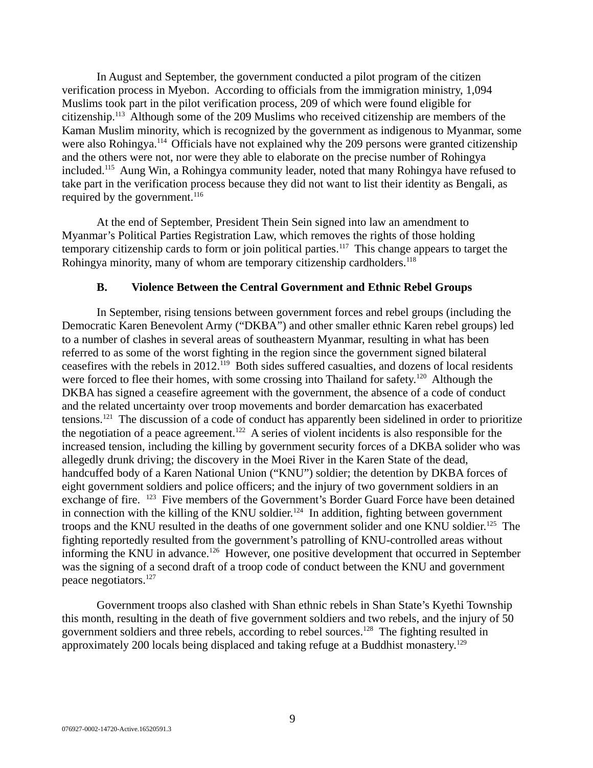In August and September, the government conducted a pilot program of the citizen verification process in Myebon. According to officials from the immigration ministry, 1,094 Muslims took part in the pilot verification process, 209 of which were found eligible for citizenship.[113] Although some of the 209 Muslims who received citizenship are members of the Kaman Muslim minority, which is recognized by the government as indigenous to Myanmar, some were also Rohingya.[114] Officials have not explained why the 209 persons were granted citizenship and the others were not, nor were they able to elaborate on the precise number of Rohingya included.[115] Aung Win, a Rohingya community leader, noted that many Rohingya have refused to take part in the verification process because they did not want to list their identity as Bengali, as required by the government.[116]

At the end of September, President Thein Sein signed into law an amendment to Myanmar's Political Parties Registration Law, which removes the rights of those holding temporary citizenship cards to form or join political parties.[117] This change appears to target the Rohingya minority, many of whom are temporary citizenship cardholders.[118]

### B. Violence Between the Central Government and Ethnic Rebel Groups

In September, rising tensions between government forces and rebel groups (including the Democratic Karen Benevolent Army ("DKBA") and other smaller ethnic Karen rebel groups) led to a number of clashes in several areas of southeastern Myanmar, resulting in what has been referred to as some of the worst fighting in the region since the government signed bilateral ceasefires with the rebels in 2012.[119] Both sides suffered casualties, and dozens of local residents were forced to flee their homes, with some crossing into Thailand for safety.[120] Although the DKBA has signed a ceasefire agreement with the government, the absence of a code of conduct and the related uncertainty over troop movements and border demarcation has exacerbated tensions.[121] The discussion of a code of conduct has apparently been sidelined in order to prioritize the negotiation of a peace agreement.[122] A series of violent incidents is also responsible for the increased tension, including the killing by government security forces of a DKBA solider who was allegedly drunk driving; the discovery in the Moei River in the Karen State of the dead, handcuffed body of a Karen National Union ("KNU") soldier; the detention by DKBA forces of eight government soldiers and police officers; and the injury of two government soldiers in an exchange of fire. [123] Five members of the Government's Border Guard Force have been detained in connection with the killing of the KNU soldier.[124] In addition, fighting between government troops and the KNU resulted in the deaths of one government solider and one KNU soldier.[125] The fighting reportedly resulted from the government's patrolling of KNU-controlled areas without informing the KNU in advance.[126] However, one positive development that occurred in September was the signing of a second draft of a troop code of conduct between the KNU and government peace negotiators.[127]

Government troops also clashed with Shan ethnic rebels in Shan State's Kyethi Township this month, resulting in the death of five government soldiers and two rebels, and the injury of 50 government soldiers and three rebels, according to rebel sources.[128] The fighting resulted in approximately 200 locals being displaced and taking refuge at a Buddhist monastery.[129]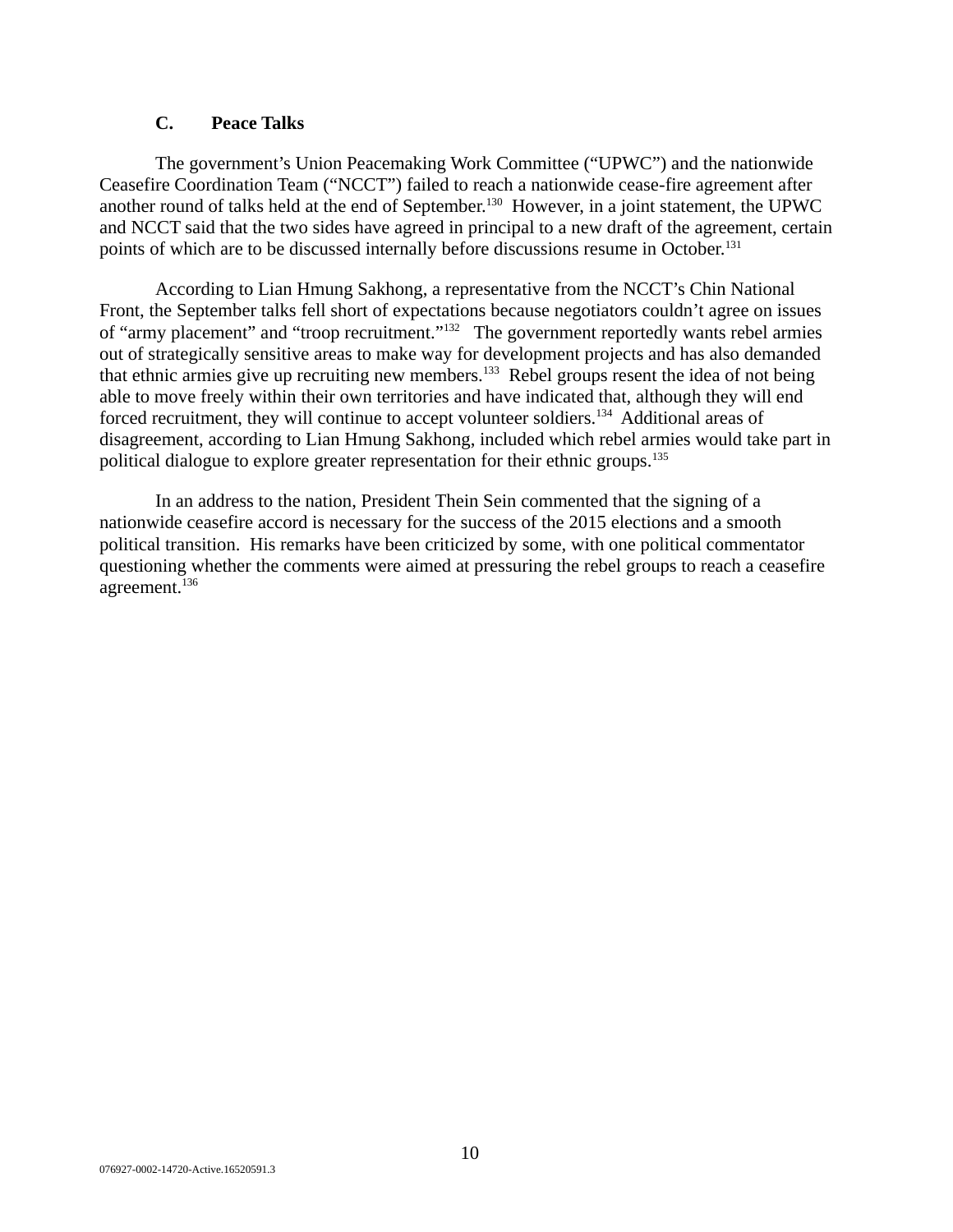### C. Peace Talks

The government's Union Peacemaking Work Committee ("UPWC") and the nationwide Ceasefire Coordination Team ("NCCT") failed to reach a nationwide cease-fire agreement after another round of talks held at the end of September.[130] However, in a joint statement, the UPWC and NCCT said that the two sides have agreed in principal to a new draft of the agreement, certain points of which are to be discussed internally before discussions resume in October.[131]

According to Lian Hmung Sakhong, a representative from the NCCT's Chin National Front, the September talks fell short of expectations because negotiators couldn't agree on issues of "army placement" and "troop recruitment."[132] The government reportedly wants rebel armies out of strategically sensitive areas to make way for development projects and has also demanded that ethnic armies give up recruiting new members.[133] Rebel groups resent the idea of not being able to move freely within their own territories and have indicated that, although they will end forced recruitment, they will continue to accept volunteer soldiers.[134] Additional areas of disagreement, according to Lian Hmung Sakhong, included which rebel armies would take part in political dialogue to explore greater representation for their ethnic groups.[135]

In an address to the nation, President Thein Sein commented that the signing of a nationwide ceasefire accord is necessary for the success of the 2015 elections and a smooth political transition. His remarks have been criticized by some, with one political commentator questioning whether the comments were aimed at pressuring the rebel groups to reach a ceasefire agreement.[136]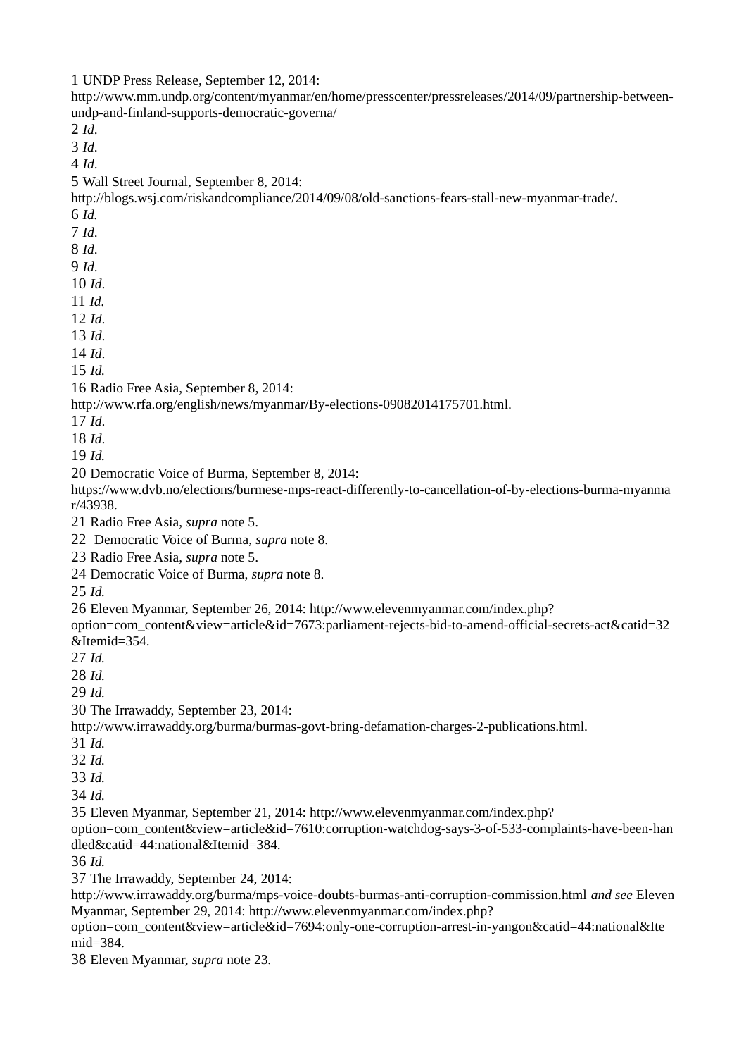1 UNDP Press Release, September 12, 2014: http://www.mm.undp.org/content/myanmar/en/home/presscenter/pressreleases/2014/09/partnership-between-undp-and-finland-supports-democratic-governa/

2 *Id*.

3 *Id*.

4 *Id*.

5 Wall Street Journal, September 8, 2014: http://blogs.wsj.com/riskandcompliance/2014/09/08/old-sanctions-fears-stall-new-myanmar-trade/.

6 *Id.*

7 *Id*.

8 *Id*.

9 *Id*.

10 *Id*.

11 *Id.*

12 *Id*.

13 *Id*.

14 *Id*.

15 *Id.*

16 Radio Free Asia, September 8, 2014: http://www.rfa.org/english/news/myanmar/By-elections-09082014175701.html.

17 *Id*.

18 *Id*.

19 *Id.*

20 Democratic Voice of Burma, September 8, 2014: https://www.dvb.no/elections/burmese-mps-react-differently-to-cancellation-of-by-elections-burma-myanmar/43938.

21 Radio Free Asia, *supra* note 5.

22 Democratic Voice of Burma, *supra* note 8.

23 Radio Free Asia, *supra* note 5.

24 Democratic Voice of Burma, *supra* note 8.

25 *Id.*

26 Eleven Myanmar, September 26, 2014: http://www.elevenmyanmar.com/index.php?option=com_content&view=article&id=7673:parliament-rejects-bid-to-amend-official-secrets-act&catid=32&Itemid=354.

27 *Id.*

28 *Id.*

29 *Id.*

30 The Irrawaddy, September 23, 2014: http://www.irrawaddy.org/burma/burmas-govt-bring-defamation-charges-2-publications.html.

31 *Id.*

32 *Id.*

33 *Id.*

34 *Id.*

35 Eleven Myanmar, September 21, 2014: http://www.elevenmyanmar.com/index.php?option=com_content&view=article&id=7610:corruption-watchdog-says-3-of-533-complaints-have-been-handled&catid=44:national&Itemid=384.

36 *Id.*

37 The Irrawaddy, September 24, 2014: http://www.irrawaddy.org/burma/mps-voice-doubts-burmas-anti-corruption-commission.html *and see* Eleven Myanmar, September 29, 2014: http://www.elevenmyanmar.com/index.php?option=com_content&view=article&id=7694:only-one-corruption-arrest-in-yangon&catid=44:national&Itemid=384.

38 Eleven Myanmar, *supra* note 23.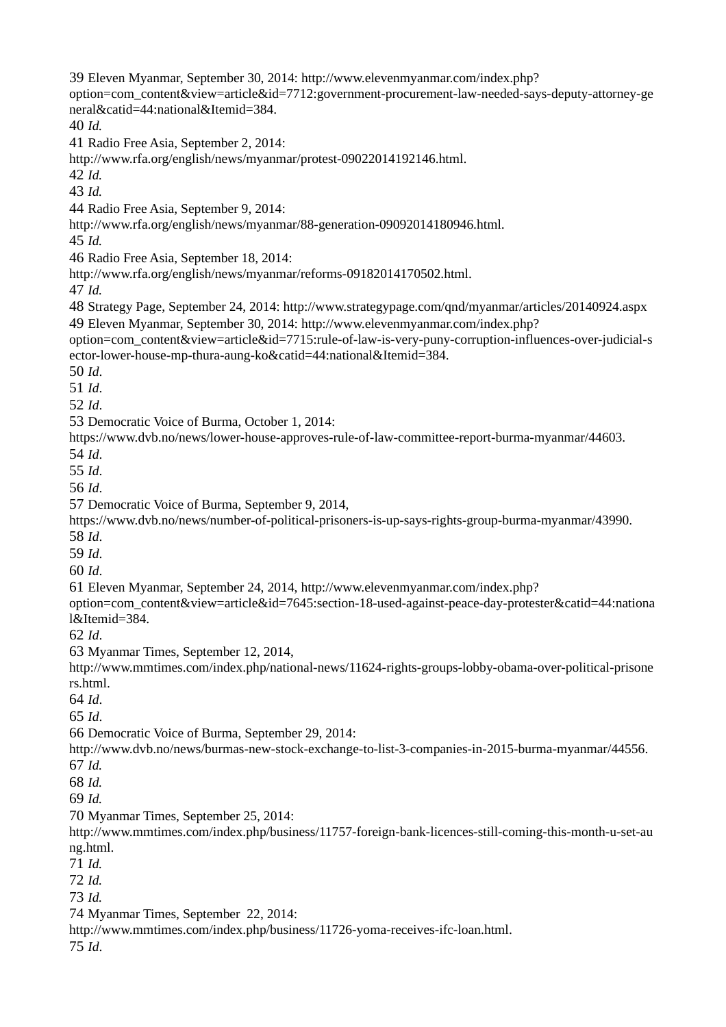39 Eleven Myanmar, September 30, 2014: http://www.elevenmyanmar.com/index.php?option=com_content&view=article&id=7712:government-procurement-law-needed-says-deputy-attorney-general&catid=44:national&Itemid=384.

40 *Id.*

41 Radio Free Asia, September 2, 2014: http://www.rfa.org/english/news/myanmar/protest-09022014192146.html.

42 *Id.*

43 *Id.*

44 Radio Free Asia, September 9, 2014: http://www.rfa.org/english/news/myanmar/88-generation-09092014180946.html.

45 *Id.*

46 Radio Free Asia, September 18, 2014: http://www.rfa.org/english/news/myanmar/reforms-09182014170502.html.

47 *Id.*

48 Strategy Page, September 24, 2014: http://www.strategypage.com/qnd/myanmar/articles/20140924.aspx

49 Eleven Myanmar, September 30, 2014: http://www.elevenmyanmar.com/index.php?option=com_content&view=article&id=7715:rule-of-law-is-very-puny-corruption-influences-over-judicial-sector-lower-house-mp-thura-aung-ko&catid=44:national&Itemid=384.

50 *Id*.

51 *Id*.

52 *Id*.

53 Democratic Voice of Burma, October 1, 2014: https://www.dvb.no/news/lower-house-approves-rule-of-law-committee-report-burma-myanmar/44603.

54 *Id*.

55 *Id*.

56 *Id*.

57 Democratic Voice of Burma, September 9, 2014, https://www.dvb.no/news/number-of-political-prisoners-is-up-says-rights-group-burma-myanmar/43990.

58 *Id*.

59 *Id*.

60 *Id*.

61 Eleven Myanmar, September 24, 2014, http://www.elevenmyanmar.com/index.php?option=com_content&view=article&id=7645:section-18-used-against-peace-day-protester&catid=44:national&Itemid=384.

62 *Id*.

63 Myanmar Times, September 12, 2014, http://www.mmtimes.com/index.php/national-news/11624-rights-groups-lobby-obama-over-political-prisoners.html.

64 *Id*.

65 *Id*.

66 Democratic Voice of Burma, September 29, 2014: http://www.dvb.no/news/burmas-new-stock-exchange-to-list-3-companies-in-2015-burma-myanmar/44556.

67 *Id.*

68 *Id.*

69 *Id.*

70 Myanmar Times, September 25, 2014: http://www.mmtimes.com/index.php/business/11757-foreign-bank-licences-still-coming-this-month-u-set-aung.html.

71 *Id.*

72 *Id.*

73 *Id.*

74 Myanmar Times, September 22, 2014: http://www.mmtimes.com/index.php/business/11726-yoma-receives-ifc-loan.html.

75 *Id*.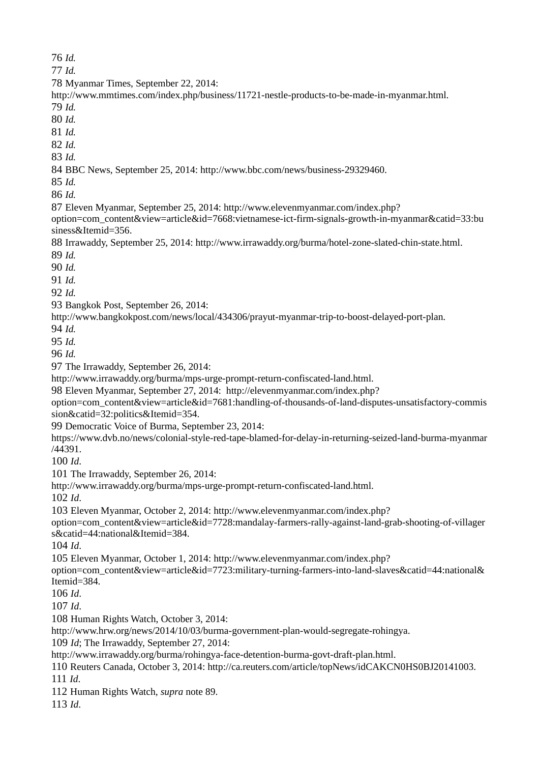76 *Id.*
77 *Id.*
78 Myanmar Times, September 22, 2014: http://www.mmtimes.com/index.php/business/11721-nestle-products-to-be-made-in-myanmar.html.
79 *Id.*
80 *Id.*
81 *Id.*
82 *Id.*
83 *Id.*
84 BBC News, September 25, 2014: http://www.bbc.com/news/business-29329460.
85 *Id.*
86 *Id.*
87 Eleven Myanmar, September 25, 2014: http://www.elevenmyanmar.com/index.php?option=com_content&view=article&id=7668:vietnamese-ict-firm-signals-growth-in-myanmar&catid=33:business&Itemid=356.
88 Irrawaddy, September 25, 2014: http://www.irrawaddy.org/burma/hotel-zone-slated-chin-state.html.
89 *Id.*
90 *Id.*
91 *Id.*
92 *Id.*
93 Bangkok Post, September 26, 2014: http://www.bangkokpost.com/news/local/434306/prayut-myanmar-trip-to-boost-delayed-port-plan.
94 *Id.*
95 *Id.*
96 *Id.*
97 The Irrawaddy, September 26, 2014: http://www.irrawaddy.org/burma/mps-urge-prompt-return-confiscated-land.html.
98 Eleven Myanmar, September 27, 2014: http://elevenmyanmar.com/index.php?option=com_content&view=article&id=7681:handling-of-thousands-of-land-disputes-unsatisfactory-commission&catid=32:politics&Itemid=354.
99 Democratic Voice of Burma, September 23, 2014: https://www.dvb.no/news/colonial-style-red-tape-blamed-for-delay-in-returning-seized-land-burma-myanmar/44391.
100 *Id*.
101 The Irrawaddy, September 26, 2014: http://www.irrawaddy.org/burma/mps-urge-prompt-return-confiscated-land.html.
102 *Id*.
103 Eleven Myanmar, October 2, 2014: http://www.elevenmyanmar.com/index.php?option=com_content&view=article&id=7728:mandalay-farmers-rally-against-land-grab-shooting-of-villagers&catid=44:national&Itemid=384.
104 *Id*.
105 Eleven Myanmar, October 1, 2014: http://www.elevenmyanmar.com/index.php?option=com_content&view=article&id=7723:military-turning-farmers-into-land-slaves&catid=44:national&Itemid=384.
106 *Id*.
107 *Id*.
108 Human Rights Watch, October 3, 2014: http://www.hrw.org/news/2014/10/03/burma-government-plan-would-segregate-rohingya.
109 *Id*; The Irrawaddy, September 27, 2014: http://www.irrawaddy.org/burma/rohingya-face-detention-burma-govt-draft-plan.html.
110 Reuters Canada, October 3, 2014: http://ca.reuters.com/article/topNews/idCAKCN0HS0BJ20141003.
111 *Id*.
112 Human Rights Watch, *supra* note 89.
113 *Id*.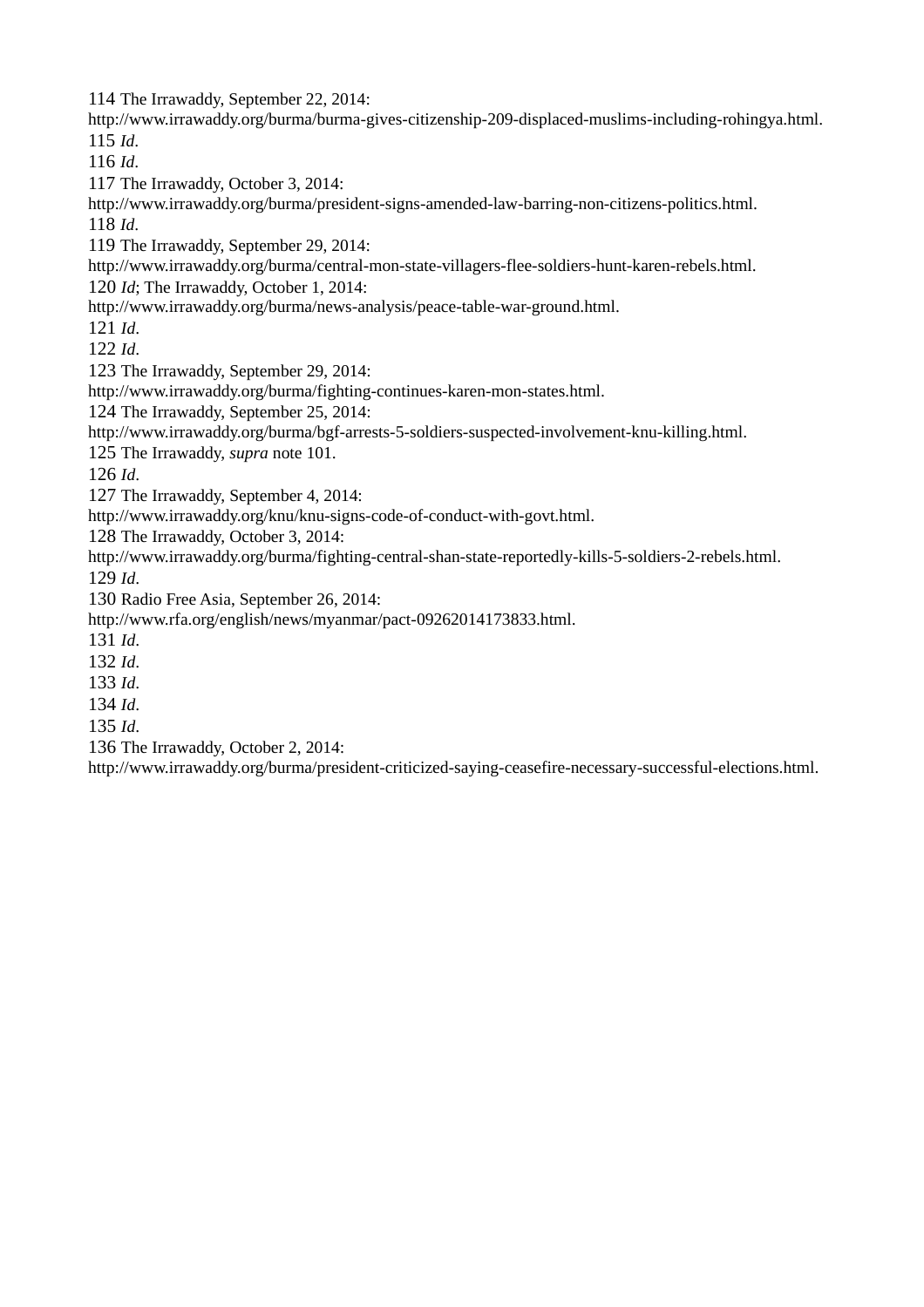114 The Irrawaddy, September 22, 2014:
http://www.irrawaddy.org/burma/burma-gives-citizenship-209-displaced-muslims-including-rohingya.html.
115 *Id*.
116 *Id*.
117 The Irrawaddy, October 3, 2014:
http://www.irrawaddy.org/burma/president-signs-amended-law-barring-non-citizens-politics.html.
118 *Id*.
119 The Irrawaddy, September 29, 2014:
http://www.irrawaddy.org/burma/central-mon-state-villagers-flee-soldiers-hunt-karen-rebels.html.
120 *Id*; The Irrawaddy, October 1, 2014:
http://www.irrawaddy.org/burma/news-analysis/peace-table-war-ground.html.
121 *Id*.
122 *Id*.
123 The Irrawaddy, September 29, 2014:
http://www.irrawaddy.org/burma/fighting-continues-karen-mon-states.html.
124 The Irrawaddy, September 25, 2014:
http://www.irrawaddy.org/burma/bgf-arrests-5-soldiers-suspected-involvement-knu-killing.html.
125 The Irrawaddy, *supra* note 101.
126 *Id*.
127 The Irrawaddy, September 4, 2014:
http://www.irrawaddy.org/knu/knu-signs-code-of-conduct-with-govt.html.
128 The Irrawaddy, October 3, 2014:
http://www.irrawaddy.org/burma/fighting-central-shan-state-reportedly-kills-5-soldiers-2-rebels.html.
129 *Id*.
130 Radio Free Asia, September 26, 2014:
http://www.rfa.org/english/news/myanmar/pact-09262014173833.html.
131 *Id*.
132 *Id*.
133 *Id*.
134 *Id*.
135 *Id*.
136 The Irrawaddy, October 2, 2014:
http://www.irrawaddy.org/burma/president-criticized-saying-ceasefire-necessary-successful-elections.html.